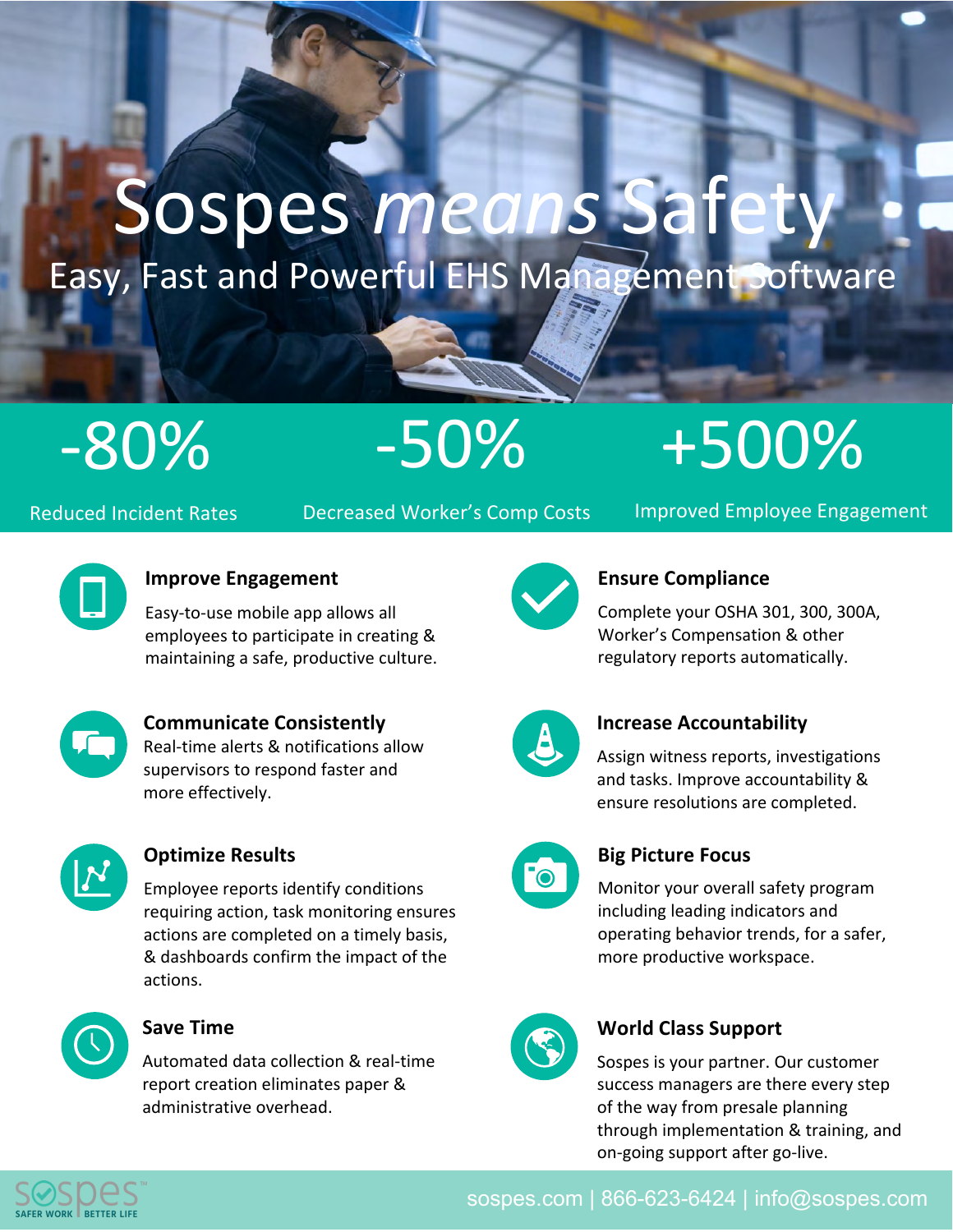# Sospes *means* Safety

## Easy, Fast and Powerful EHS Management Software

| -80% | -50% | +500% |
|---|---|---|
| Reduced Incident Rates | Decreased Worker's Comp Costs | Improved Employee Engagement |

### Improve Engagement

Easy-to-use mobile app allows all employees to participate in creating & maintaining a safe, productive culture.

### Communicate Consistently

Real-time alerts & notifications allow supervisors to respond faster and more effectively.

### Optimize Results

Employee reports identify conditions requiring action, task monitoring ensures actions are completed on a timely basis, & dashboards confirm the impact of the actions.

### Save Time

Automated data collection & real-time report creation eliminates paper & administrative overhead.

### Ensure Compliance

Complete your OSHA 301, 300, 300A, Worker's Compensation & other regulatory reports automatically.

### Increase Accountability

Assign witness reports, investigations and tasks. Improve accountability & ensure resolutions are completed.

### Big Picture Focus

Monitor your overall safety program including leading indicators and operating behavior trends, for a safer, more productive workspace.

### World Class Support

Sospes is your partner. Our customer success managers are there every step of the way from presale planning through implementation & training, and on-going support after go-live.

sospes™ SAFER WORK | BETTER LIFE

sospes.com | 866-623-6424 | info@sospes.com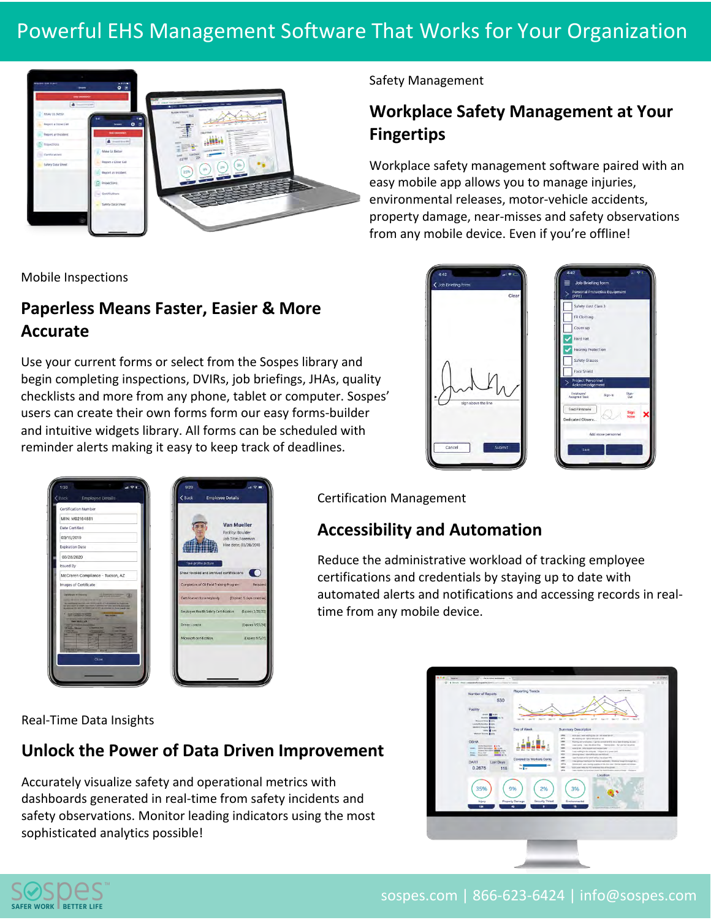# Powerful EHS Management Software That Works for Your Organization

Safety Management

## Workplace Safety Management at Your Fingertips

Workplace safety management software paired with an easy mobile app allows you to manage injuries, environmental releases, motor-vehicle accidents, property damage, near-misses and safety observations from any mobile device. Even if you're offline!

Mobile Inspections

## Paperless Means Faster, Easier & More Accurate

Use your current forms or select from the Sospes library and begin completing inspections, DVIRs, job briefings, JHAs, quality checklists and more from any phone, tablet or computer. Sospes' users can create their own forms form our easy forms-builder and intuitive widgets library. All forms can be scheduled with reminder alerts making it easy to keep track of deadlines.

Certification Management

## Accessibility and Automation

Reduce the administrative workload of tracking employee certifications and credentials by staying up to date with automated alerts and notifications and accessing records in real-time from any mobile device.

Real-Time Data Insights

## Unlock the Power of Data Driven Improvement

Accurately visualize safety and operational metrics with dashboards generated in real-time from safety incidents and safety observations. Monitor leading indicators using the most sophisticated analytics possible!

sospes
SAFER WORK | BETTER LIFE

sospes.com | 866-623-6424 | info@sospes.com